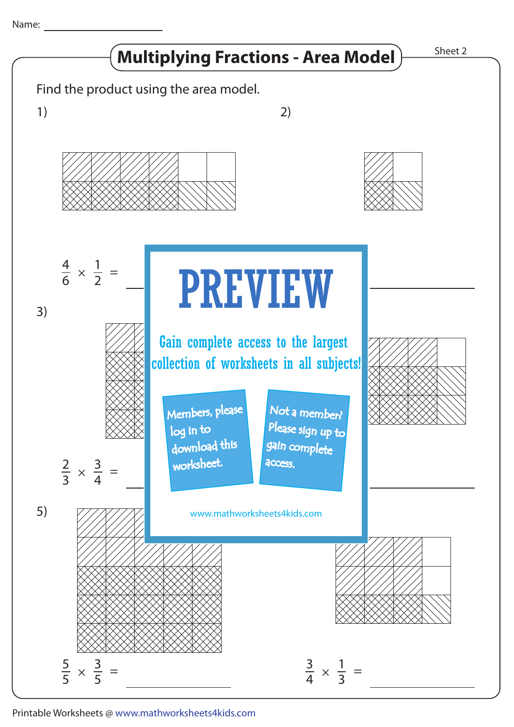Name: ____________________

# Multiplying Fractions - Area Model

Sheet 2

Find the product using the area model.

1)

$\frac{4}{6} \times \frac{1}{2} =$ ____________

2)

____________

3)

$\frac{2}{3} \times \frac{3}{4} =$ ____________

4)

____________

PREVIEW

Gain complete access to the largest collection of worksheets in all subjects!

Members, please log in to download this worksheet.

Not a member? Please sign up to gain complete access.

www.mathworksheets4kids.com

5)

$\frac{5}{5} \times \frac{3}{5} =$ ____________

6)

$\frac{3}{4} \times \frac{1}{3} =$ ____________

Printable Worksheets @ www.mathworksheets4kids.com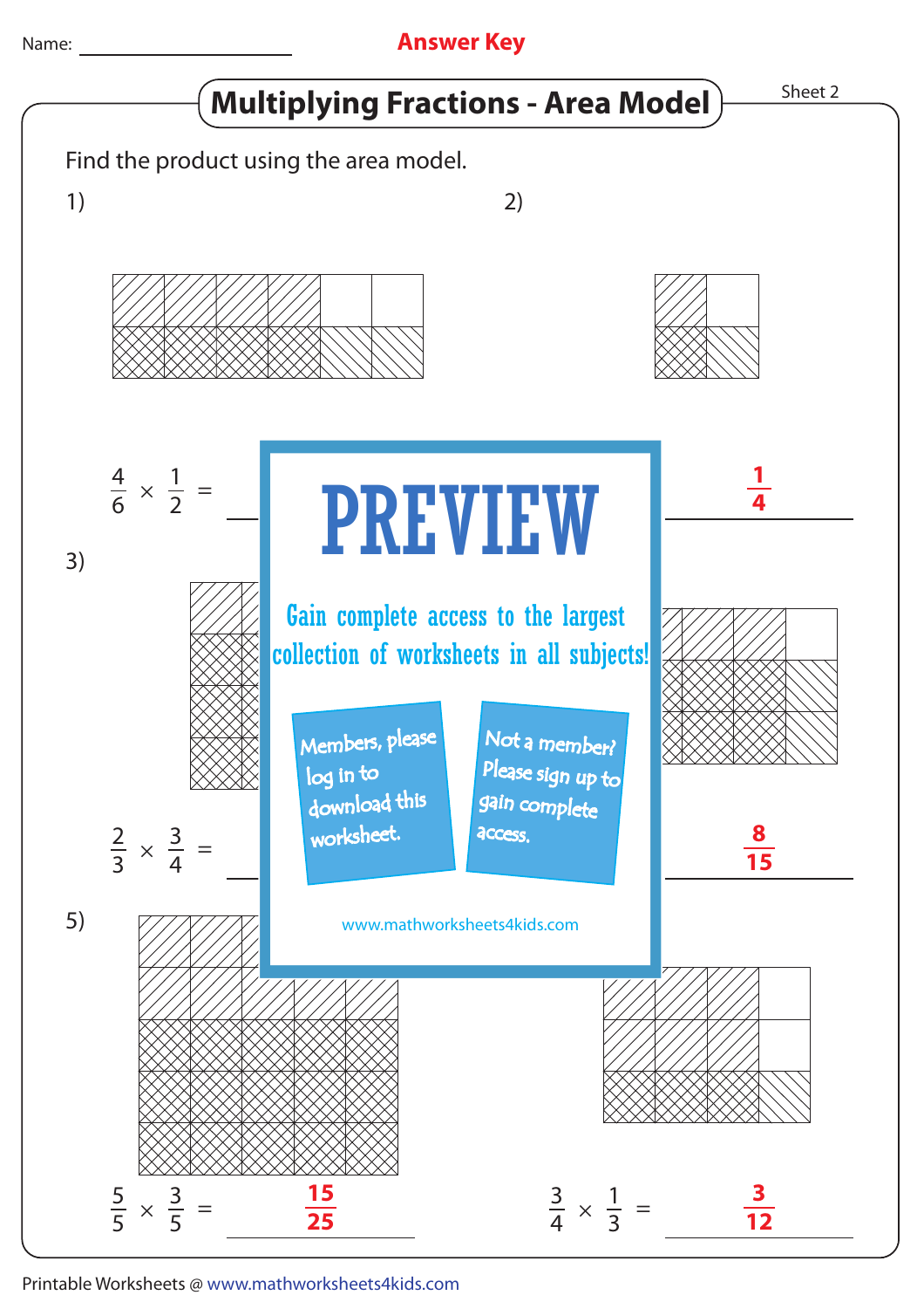Name: ______________________ **Answer Key**

# Multiplying Fractions - Area Model

Sheet 2

Find the product using the area model.

1)

$\frac{4}{6} \times \frac{1}{2} =$ ______

2)

**$\frac{1}{4}$**

3)

$\frac{2}{3} \times \frac{3}{4} =$ ______

**$\frac{8}{15}$**

**PREVIEW**

Gain complete access to the largest collection of worksheets in all subjects!

Members, please log in to download this worksheet.

Not a member? Please sign up to gain complete access.

www.mathworksheets4kids.com

5)

$\frac{5}{5} \times \frac{3}{5} =$ **$\frac{15}{25}$**

$\frac{3}{4} \times \frac{1}{3} =$ **$\frac{3}{12}$**

Printable Worksheets @ www.mathworksheets4kids.com